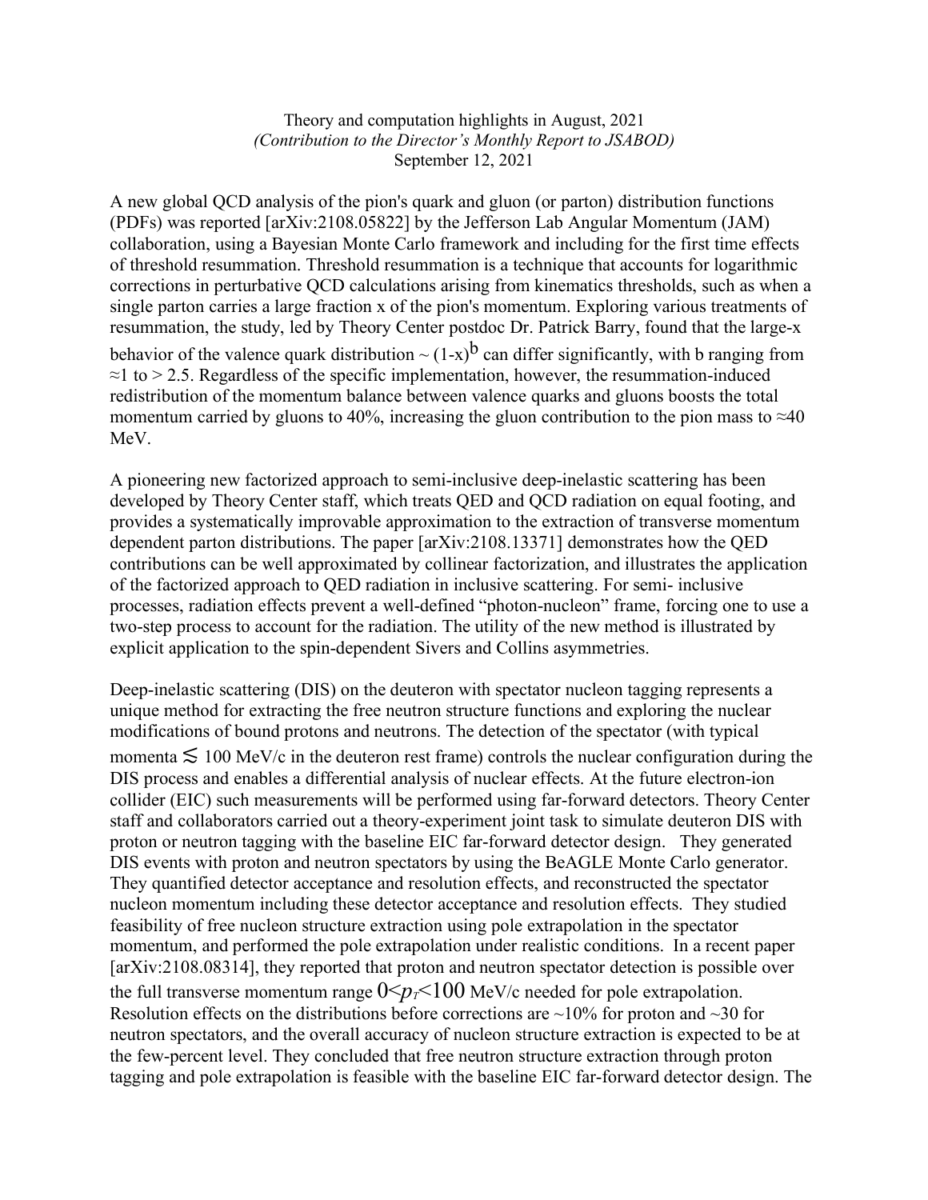Theory and computation highlights in August, 2021

*(Contribution to the Director's Monthly Report to JSABOD)*

September 12, 2021

A new global QCD analysis of the pion's quark and gluon (or parton) distribution functions (PDFs) was reported [arXiv:2108.05822] by the Jefferson Lab Angular Momentum (JAM) collaboration, using a Bayesian Monte Carlo framework and including for the first time effects of threshold resummation. Threshold resummation is a technique that accounts for logarithmic corrections in perturbative QCD calculations arising from kinematics thresholds, such as when a single parton carries a large fraction x of the pion's momentum. Exploring various treatments of resummation, the study, led by Theory Center postdoc Dr. Patrick Barry, found that the large-x behavior of the valence quark distribution $\sim (1-x)^b$ can differ significantly, with b ranging from $\approx 1$ to $> 2.5$. Regardless of the specific implementation, however, the resummation-induced redistribution of the momentum balance between valence quarks and gluons boosts the total momentum carried by gluons to 40%, increasing the gluon contribution to the pion mass to ≈40 MeV.

A pioneering new factorized approach to semi-inclusive deep-inelastic scattering has been developed by Theory Center staff, which treats QED and QCD radiation on equal footing, and provides a systematically improvable approximation to the extraction of transverse momentum dependent parton distributions. The paper [arXiv:2108.13371] demonstrates how the QED contributions can be well approximated by collinear factorization, and illustrates the application of the factorized approach to QED radiation in inclusive scattering. For semi- inclusive processes, radiation effects prevent a well-defined "photon-nucleon" frame, forcing one to use a two-step process to account for the radiation. The utility of the new method is illustrated by explicit application to the spin-dependent Sivers and Collins asymmetries.

Deep-inelastic scattering (DIS) on the deuteron with spectator nucleon tagging represents a unique method for extracting the free neutron structure functions and exploring the nuclear modifications of bound protons and neutrons. The detection of the spectator (with typical momenta $\lesssim$ 100 MeV/c in the deuteron rest frame) controls the nuclear configuration during the DIS process and enables a differential analysis of nuclear effects. At the future electron-ion collider (EIC) such measurements will be performed using far-forward detectors. Theory Center staff and collaborators carried out a theory-experiment joint task to simulate deuteron DIS with proton or neutron tagging with the baseline EIC far-forward detector design. They generated DIS events with proton and neutron spectators by using the BeAGLE Monte Carlo generator. They quantified detector acceptance and resolution effects, and reconstructed the spectator nucleon momentum including these detector acceptance and resolution effects. They studied feasibility of free nucleon structure extraction using pole extrapolation in the spectator momentum, and performed the pole extrapolation under realistic conditions. In a recent paper [arXiv:2108.08314], they reported that proton and neutron spectator detection is possible over the full transverse momentum range $0 < p_T < 100$ MeV/c needed for pole extrapolation. Resolution effects on the distributions before corrections are ~10% for proton and ~30 for neutron spectators, and the overall accuracy of nucleon structure extraction is expected to be at the few-percent level. They concluded that free neutron structure extraction through proton tagging and pole extrapolation is feasible with the baseline EIC far-forward detector design. The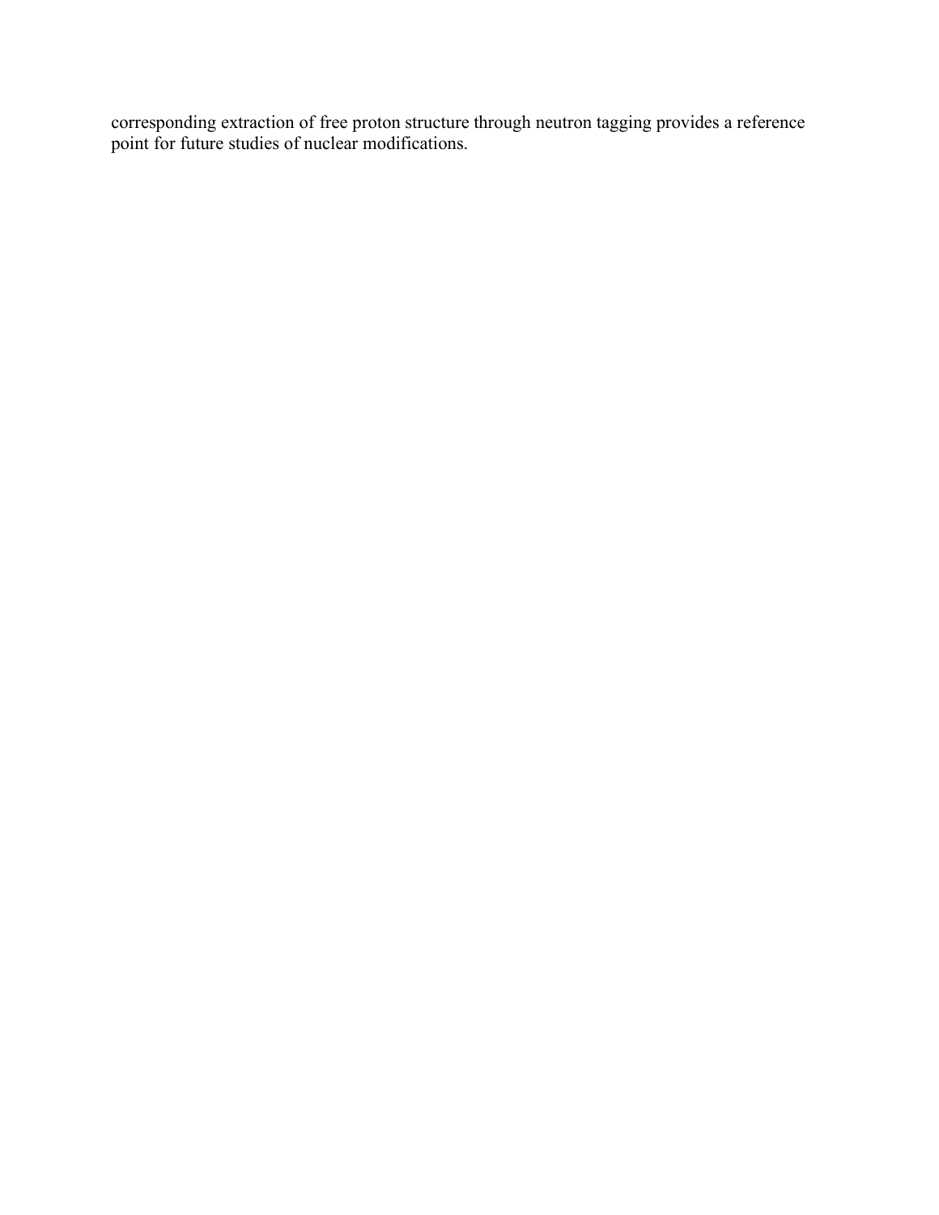corresponding extraction of free proton structure through neutron tagging provides a reference point for future studies of nuclear modifications.